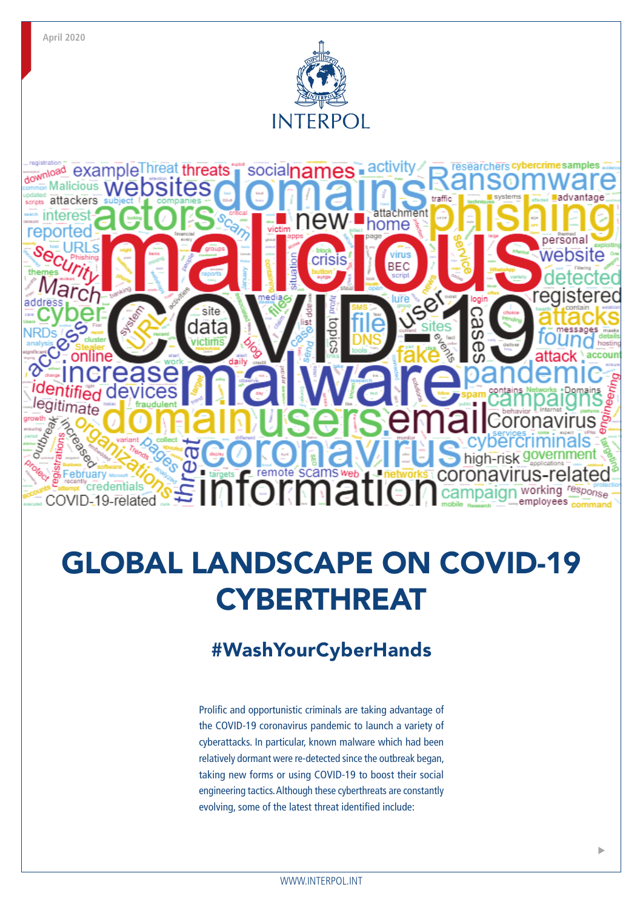April 2020

INTERPOL

# GLOBAL LANDSCAPE ON COVID-19 CYBERTHREAT

## #WashYourCyberHands

Prolific and opportunistic criminals are taking advantage of the COVID-19 coronavirus pandemic to launch a variety of cyberattacks. In particular, known malware which had been relatively dormant were re-detected since the outbreak began, taking new forms or using COVID-19 to boost their social engineering tactics. Although these cyberthreats are constantly evolving, some of the latest threat identified include:

WWW.INTERPOL.INT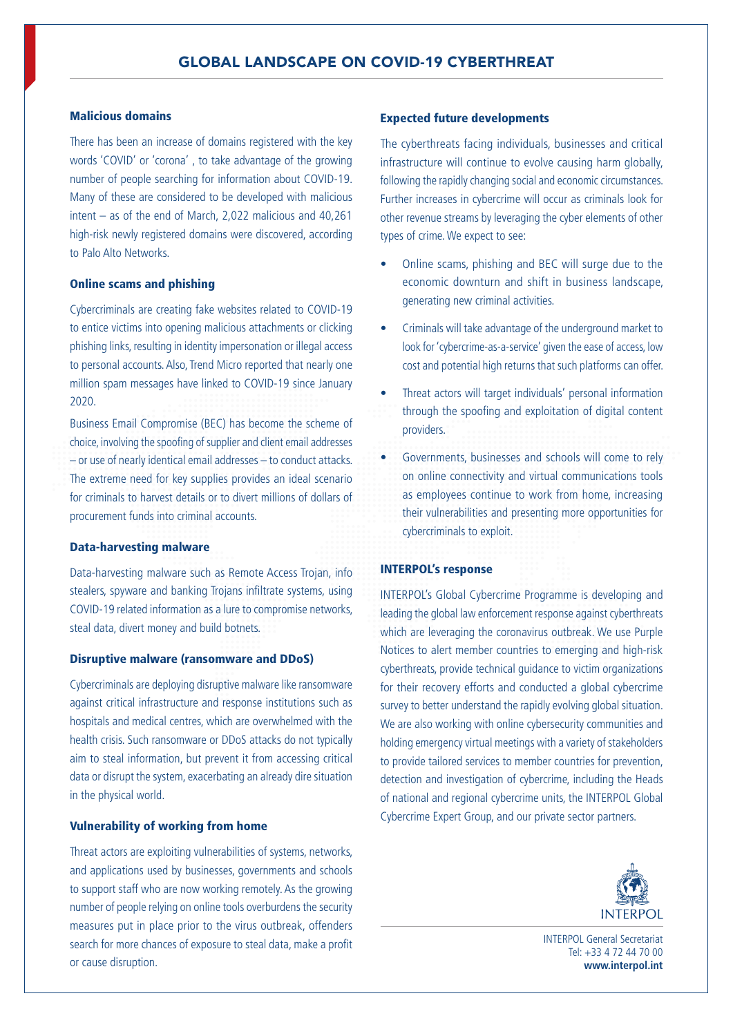# GLOBAL LANDSCAPE ON COVID-19 CYBERTHREAT

### Malicious domains

There has been an increase of domains registered with the key words 'COVID' or 'corona' , to take advantage of the growing number of people searching for information about COVID-19. Many of these are considered to be developed with malicious intent – as of the end of March, 2,022 malicious and 40,261 high-risk newly registered domains were discovered, according to Palo Alto Networks.

### Online scams and phishing

Cybercriminals are creating fake websites related to COVID-19 to entice victims into opening malicious attachments or clicking phishing links, resulting in identity impersonation or illegal access to personal accounts. Also, Trend Micro reported that nearly one million spam messages have linked to COVID-19 since January 2020.

Business Email Compromise (BEC) has become the scheme of choice, involving the spoofing of supplier and client email addresses – or use of nearly identical email addresses – to conduct attacks. The extreme need for key supplies provides an ideal scenario for criminals to harvest details or to divert millions of dollars of procurement funds into criminal accounts.

### Data-harvesting malware

Data-harvesting malware such as Remote Access Trojan, info stealers, spyware and banking Trojans infiltrate systems, using COVID-19 related information as a lure to compromise networks, steal data, divert money and build botnets.

### Disruptive malware (ransomware and DDoS)

Cybercriminals are deploying disruptive malware like ransomware against critical infrastructure and response institutions such as hospitals and medical centres, which are overwhelmed with the health crisis. Such ransomware or DDoS attacks do not typically aim to steal information, but prevent it from accessing critical data or disrupt the system, exacerbating an already dire situation in the physical world.

### Vulnerability of working from home

Threat actors are exploiting vulnerabilities of systems, networks, and applications used by businesses, governments and schools to support staff who are now working remotely. As the growing number of people relying on online tools overburdens the security measures put in place prior to the virus outbreak, offenders search for more chances of exposure to steal data, make a profit or cause disruption.

### Expected future developments

The cyberthreats facing individuals, businesses and critical infrastructure will continue to evolve causing harm globally, following the rapidly changing social and economic circumstances. Further increases in cybercrime will occur as criminals look for other revenue streams by leveraging the cyber elements of other types of crime. We expect to see:

- Online scams, phishing and BEC will surge due to the economic downturn and shift in business landscape, generating new criminal activities.
- Criminals will take advantage of the underground market to look for 'cybercrime-as-a-service' given the ease of access, low cost and potential high returns that such platforms can offer.
- Threat actors will target individuals' personal information through the spoofing and exploitation of digital content providers.
- Governments, businesses and schools will come to rely on online connectivity and virtual communications tools as employees continue to work from home, increasing their vulnerabilities and presenting more opportunities for cybercriminals to exploit.

### INTERPOL's response

INTERPOL's Global Cybercrime Programme is developing and leading the global law enforcement response against cyberthreats which are leveraging the coronavirus outbreak. We use Purple Notices to alert member countries to emerging and high-risk cyberthreats, provide technical guidance to victim organizations for their recovery efforts and conducted a global cybercrime survey to better understand the rapidly evolving global situation. We are also working with online cybersecurity communities and holding emergency virtual meetings with a variety of stakeholders to provide tailored services to member countries for prevention, detection and investigation of cybercrime, including the Heads of national and regional cybercrime units, the INTERPOL Global Cybercrime Expert Group, and our private sector partners.

INTERPOL

INTERPOL General Secretariat
Tel: +33 4 72 44 70 00
**www.interpol.int**